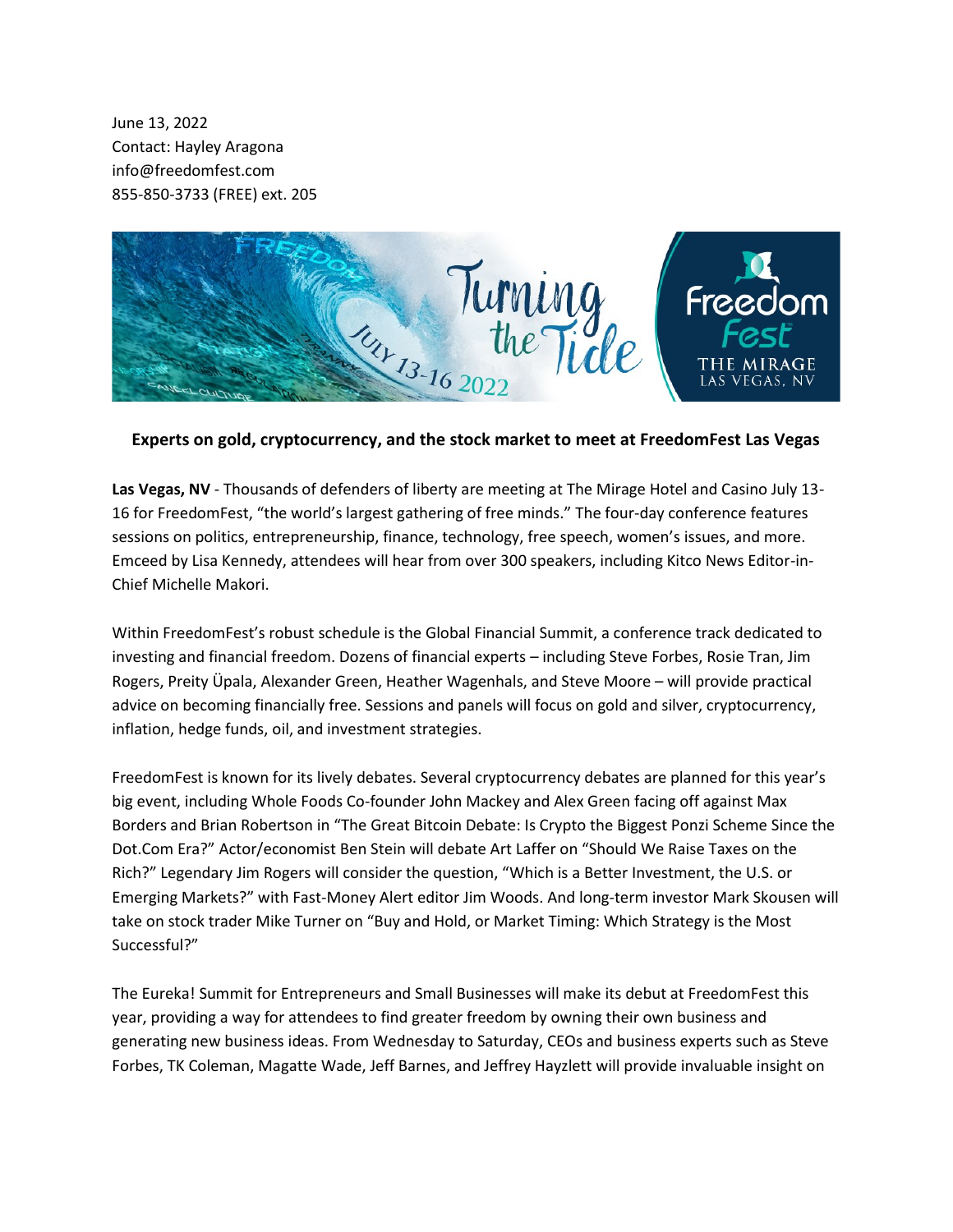June 13, 2022
Contact: Hayley Aragona
info@freedomfest.com
855-850-3733 (FREE) ext. 205

**Experts on gold, cryptocurrency, and the stock market to meet at FreedomFest Las Vegas**

**Las Vegas, NV** - Thousands of defenders of liberty are meeting at The Mirage Hotel and Casino July 13-16 for FreedomFest, "the world's largest gathering of free minds." The four-day conference features sessions on politics, entrepreneurship, finance, technology, free speech, women's issues, and more. Emceed by Lisa Kennedy, attendees will hear from over 300 speakers, including Kitco News Editor-in-Chief Michelle Makori.

Within FreedomFest's robust schedule is the Global Financial Summit, a conference track dedicated to investing and financial freedom. Dozens of financial experts – including Steve Forbes, Rosie Tran, Jim Rogers, Preity Üpala, Alexander Green, Heather Wagenhals, and Steve Moore – will provide practical advice on becoming financially free. Sessions and panels will focus on gold and silver, cryptocurrency, inflation, hedge funds, oil, and investment strategies.

FreedomFest is known for its lively debates. Several cryptocurrency debates are planned for this year's big event, including Whole Foods Co-founder John Mackey and Alex Green facing off against Max Borders and Brian Robertson in "The Great Bitcoin Debate: Is Crypto the Biggest Ponzi Scheme Since the Dot.Com Era?" Actor/economist Ben Stein will debate Art Laffer on "Should We Raise Taxes on the Rich?" Legendary Jim Rogers will consider the question, "Which is a Better Investment, the U.S. or Emerging Markets?" with Fast-Money Alert editor Jim Woods. And long-term investor Mark Skousen will take on stock trader Mike Turner on "Buy and Hold, or Market Timing: Which Strategy is the Most Successful?"

The Eureka! Summit for Entrepreneurs and Small Businesses will make its debut at FreedomFest this year, providing a way for attendees to find greater freedom by owning their own business and generating new business ideas. From Wednesday to Saturday, CEOs and business experts such as Steve Forbes, TK Coleman, Magatte Wade, Jeff Barnes, and Jeffrey Hayzlett will provide invaluable insight on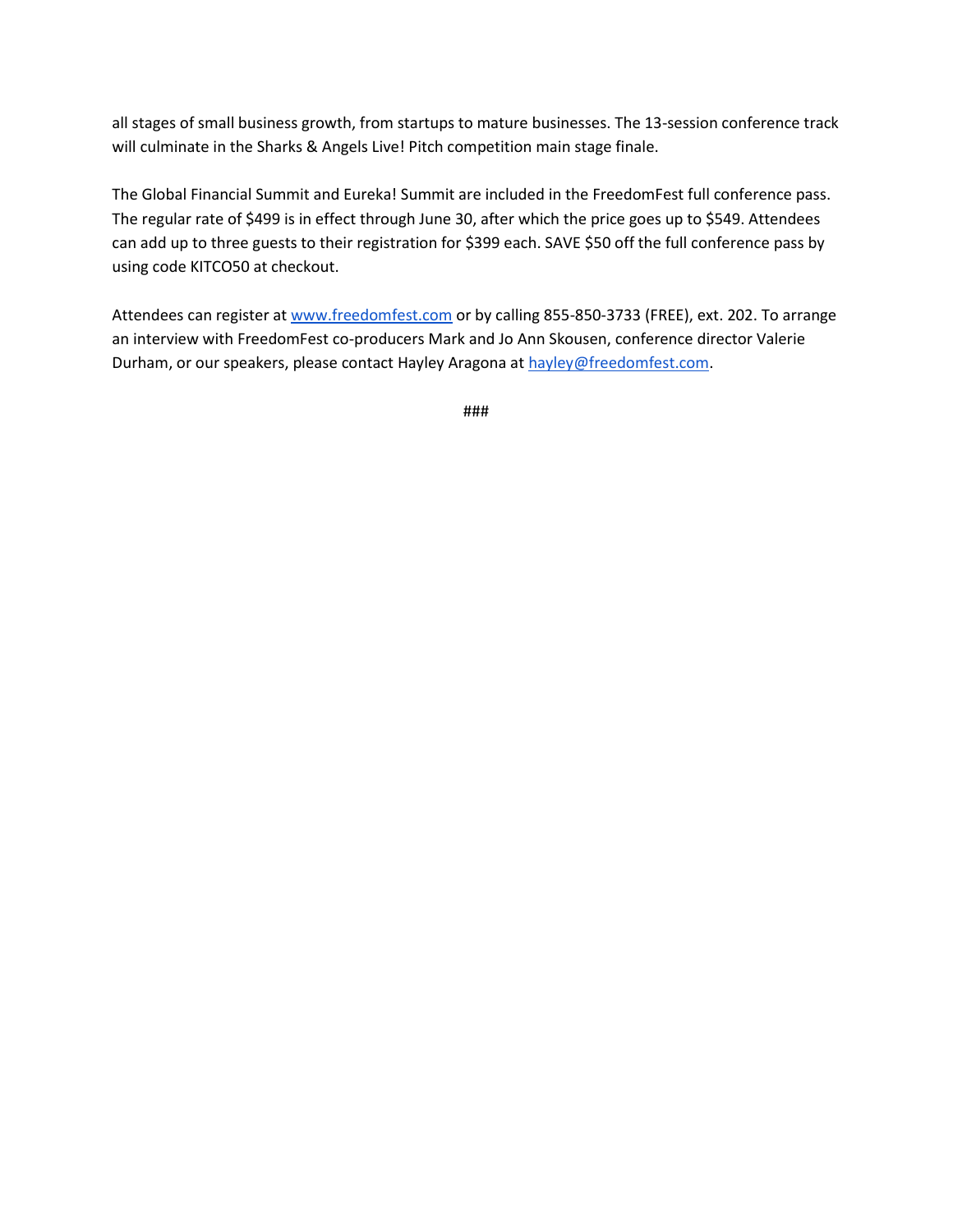all stages of small business growth, from startups to mature businesses. The 13-session conference track will culminate in the Sharks & Angels Live! Pitch competition main stage finale.

The Global Financial Summit and Eureka! Summit are included in the FreedomFest full conference pass. The regular rate of $499 is in effect through June 30, after which the price goes up to $549. Attendees can add up to three guests to their registration for $399 each. SAVE $50 off the full conference pass by using code KITCO50 at checkout.

Attendees can register at [www.freedomfest.com](http://www.freedomfest.com) or by calling 855-850-3733 (FREE), ext. 202. To arrange an interview with FreedomFest co-producers Mark and Jo Ann Skousen, conference director Valerie Durham, or our speakers, please contact Hayley Aragona at [hayley@freedomfest.com](mailto:hayley@freedomfest.com).

###